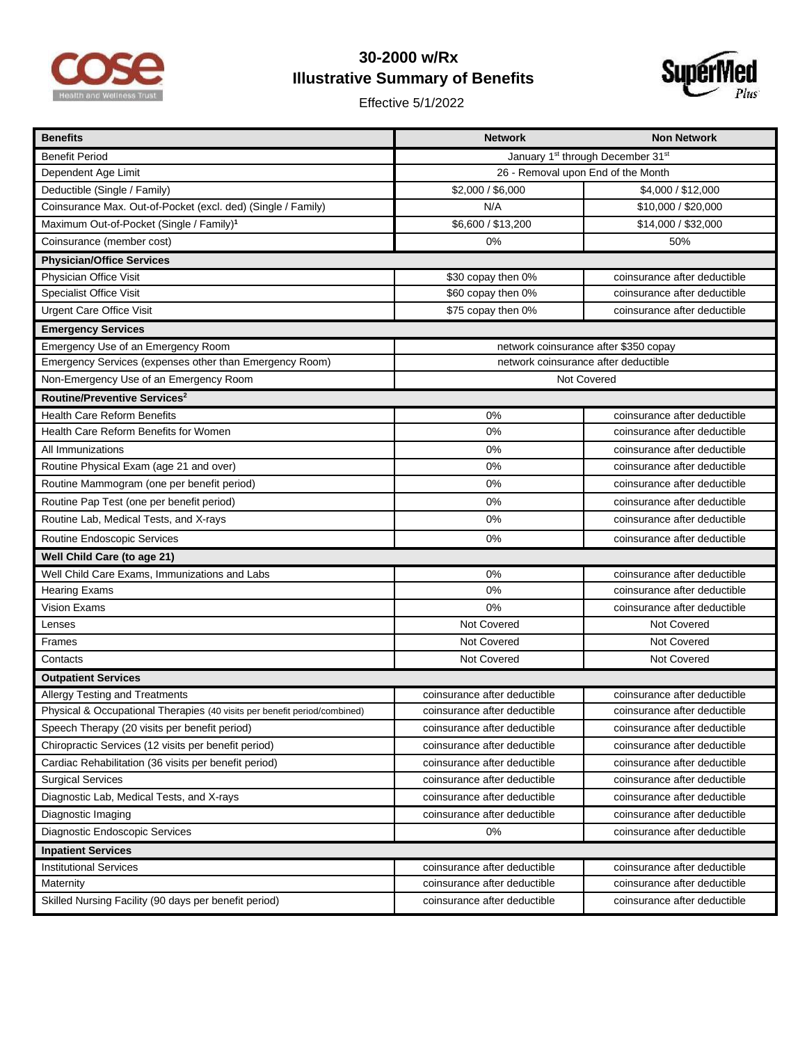# 30-2000 w/Rx
## Illustrative Summary of Benefits

Effective 5/1/2022

| Benefits | Network | Non Network |
|---|---|---|
| Benefit Period | January 1st through December 31st | |
| Dependent Age Limit | 26 - Removal upon End of the Month | |
| Deductible (Single / Family) | $2,000 / $6,000 | $4,000 / $12,000 |
| Coinsurance Max. Out-of-Pocket (excl. ded) (Single / Family) | N/A | $10,000 / $20,000 |
| Maximum Out-of-Pocket (Single / Family)[1] | $6,600 / $13,200 | $14,000 / $32,000 |
| Coinsurance (member cost) | 0% | 50% |
| **Physician/Office Services** | | |
| Physician Office Visit | $30 copay then 0% | coinsurance after deductible |
| Specialist Office Visit | $60 copay then 0% | coinsurance after deductible |
| Urgent Care Office Visit | $75 copay then 0% | coinsurance after deductible |
| **Emergency Services** | | |
| Emergency Use of an Emergency Room | network coinsurance after $350 copay | |
| Emergency Services (expenses other than Emergency Room) | network coinsurance after deductible | |
| Non-Emergency Use of an Emergency Room | Not Covered | |
| **Routine/Preventive Services[2]** | | |
| Health Care Reform Benefits | 0% | coinsurance after deductible |
| Health Care Reform Benefits for Women | 0% | coinsurance after deductible |
| All Immunizations | 0% | coinsurance after deductible |
| Routine Physical Exam (age 21 and over) | 0% | coinsurance after deductible |
| Routine Mammogram (one per benefit period) | 0% | coinsurance after deductible |
| Routine Pap Test (one per benefit period) | 0% | coinsurance after deductible |
| Routine Lab, Medical Tests, and X-rays | 0% | coinsurance after deductible |
| Routine Endoscopic Services | 0% | coinsurance after deductible |
| **Well Child Care (to age 21)** | | |
| Well Child Care Exams, Immunizations and Labs | 0% | coinsurance after deductible |
| Hearing Exams | 0% | coinsurance after deductible |
| Vision Exams | 0% | coinsurance after deductible |
| Lenses | Not Covered | Not Covered |
| Frames | Not Covered | Not Covered |
| Contacts | Not Covered | Not Covered |
| **Outpatient Services** | | |
| Allergy Testing and Treatments | coinsurance after deductible | coinsurance after deductible |
| Physical & Occupational Therapies (40 visits per benefit period/combined) | coinsurance after deductible | coinsurance after deductible |
| Speech Therapy (20 visits per benefit period) | coinsurance after deductible | coinsurance after deductible |
| Chiropractic Services (12 visits per benefit period) | coinsurance after deductible | coinsurance after deductible |
| Cardiac Rehabilitation (36 visits per benefit period) | coinsurance after deductible | coinsurance after deductible |
| Surgical Services | coinsurance after deductible | coinsurance after deductible |
| Diagnostic Lab, Medical Tests, and X-rays | coinsurance after deductible | coinsurance after deductible |
| Diagnostic Imaging | coinsurance after deductible | coinsurance after deductible |
| Diagnostic Endoscopic Services | 0% | coinsurance after deductible |
| **Inpatient Services** | | |
| Institutional Services | coinsurance after deductible | coinsurance after deductible |
| Maternity | coinsurance after deductible | coinsurance after deductible |
| Skilled Nursing Facility (90 days per benefit period) | coinsurance after deductible | coinsurance after deductible |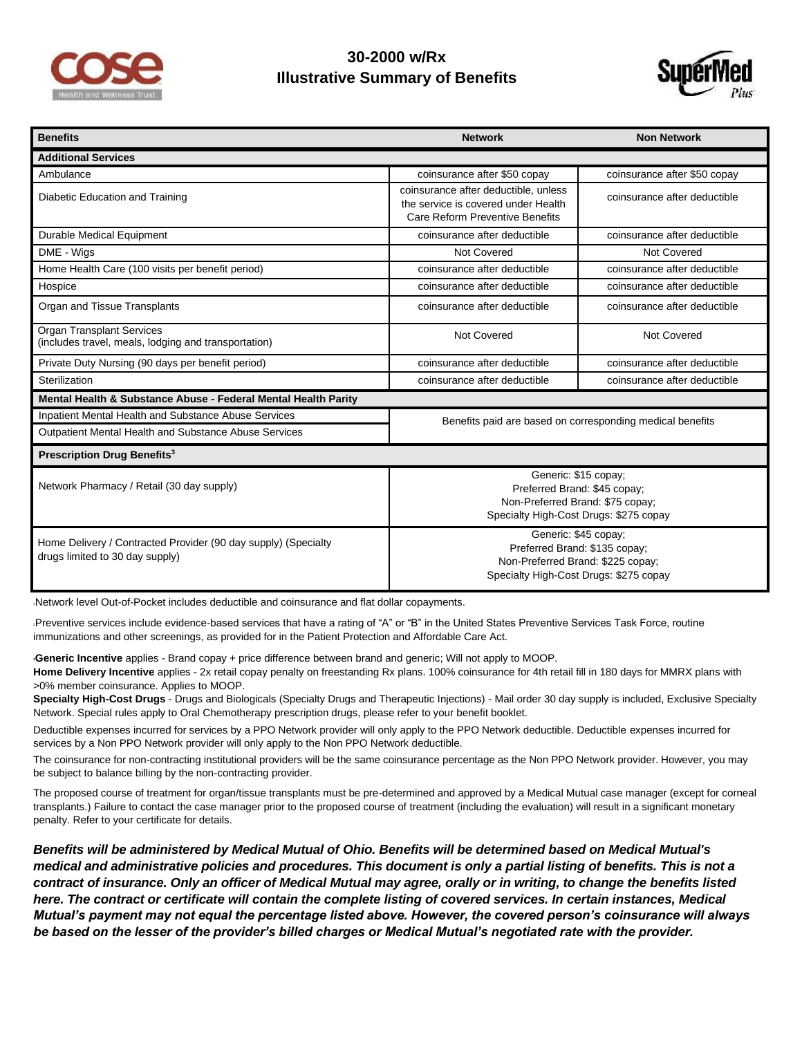# 30-2000 w/Rx
# Illustrative Summary of Benefits

| Benefits | Network | Non Network |
|---|---|---|
| **Additional Services** | | |
| Ambulance | coinsurance after $50 copay | coinsurance after $50 copay |
| Diabetic Education and Training | coinsurance after deductible, unless the service is covered under Health Care Reform Preventive Benefits | coinsurance after deductible |
| Durable Medical Equipment | coinsurance after deductible | coinsurance after deductible |
| DME - Wigs | Not Covered | Not Covered |
| Home Health Care (100 visits per benefit period) | coinsurance after deductible | coinsurance after deductible |
| Hospice | coinsurance after deductible | coinsurance after deductible |
| Organ and Tissue Transplants | coinsurance after deductible | coinsurance after deductible |
| Organ Transplant Services (includes travel, meals, lodging and transportation) | Not Covered | Not Covered |
| Private Duty Nursing (90 days per benefit period) | coinsurance after deductible | coinsurance after deductible |
| Sterilization | coinsurance after deductible | coinsurance after deductible |
| **Mental Health & Substance Abuse - Federal Mental Health Parity** | | |
| Inpatient Mental Health and Substance Abuse Services | Benefits paid are based on corresponding medical benefits | |
| Outpatient Mental Health and Substance Abuse Services | | |
| **Prescription Drug Benefits[3]** | | |
| Network Pharmacy / Retail (30 day supply) | Generic: $15 copay; Preferred Brand: $45 copay; Non-Preferred Brand: $75 copay; Specialty High-Cost Drugs: $275 copay | |
| Home Delivery / Contracted Provider (90 day supply) (Specialty drugs limited to 30 day supply) | Generic: $45 copay; Preferred Brand: $135 copay; Non-Preferred Brand: $225 copay; Specialty High-Cost Drugs: $275 copay | |

[1]Network level Out-of-Pocket includes deductible and coinsurance and flat dollar copayments.

[2]Preventive services include evidence-based services that have a rating of "A" or "B" in the United States Preventive Services Task Force, routine immunizations and other screenings, as provided for in the Patient Protection and Affordable Care Act.

[3]**Generic Incentive** applies - Brand copay + price difference between brand and generic; Will not apply to MOOP.
**Home Delivery Incentive** applies - 2x retail copay penalty on freestanding Rx plans. 100% coinsurance for 4th retail fill in 180 days for MMRX plans with >0% member coinsurance. Applies to MOOP.
**Specialty High-Cost Drugs** - Drugs and Biologicals (Specialty Drugs and Therapeutic Injections) - Mail order 30 day supply is included, Exclusive Specialty Network. Special rules apply to Oral Chemotherapy prescription drugs, please refer to your benefit booklet.

Deductible expenses incurred for services by a PPO Network provider will only apply to the PPO Network deductible. Deductible expenses incurred for services by a Non PPO Network provider will only apply to the Non PPO Network deductible.

The coinsurance for non-contracting institutional providers will be the same coinsurance percentage as the Non PPO Network provider. However, you may be subject to balance billing by the non-contracting provider.

The proposed course of treatment for organ/tissue transplants must be pre-determined and approved by a Medical Mutual case manager (except for corneal transplants.) Failure to contact the case manager prior to the proposed course of treatment (including the evaluation) will result in a significant monetary penalty. Refer to your certificate for details.

***Benefits will be administered by Medical Mutual of Ohio. Benefits will be determined based on Medical Mutual's medical and administrative policies and procedures. This document is only a partial listing of benefits. This is not a contract of insurance. Only an officer of Medical Mutual may agree, orally or in writing, to change the benefits listed here. The contract or certificate will contain the complete listing of covered services. In certain instances, Medical Mutual's payment may not equal the percentage listed above. However, the covered person's coinsurance will always be based on the lesser of the provider's billed charges or Medical Mutual's negotiated rate with the provider.***